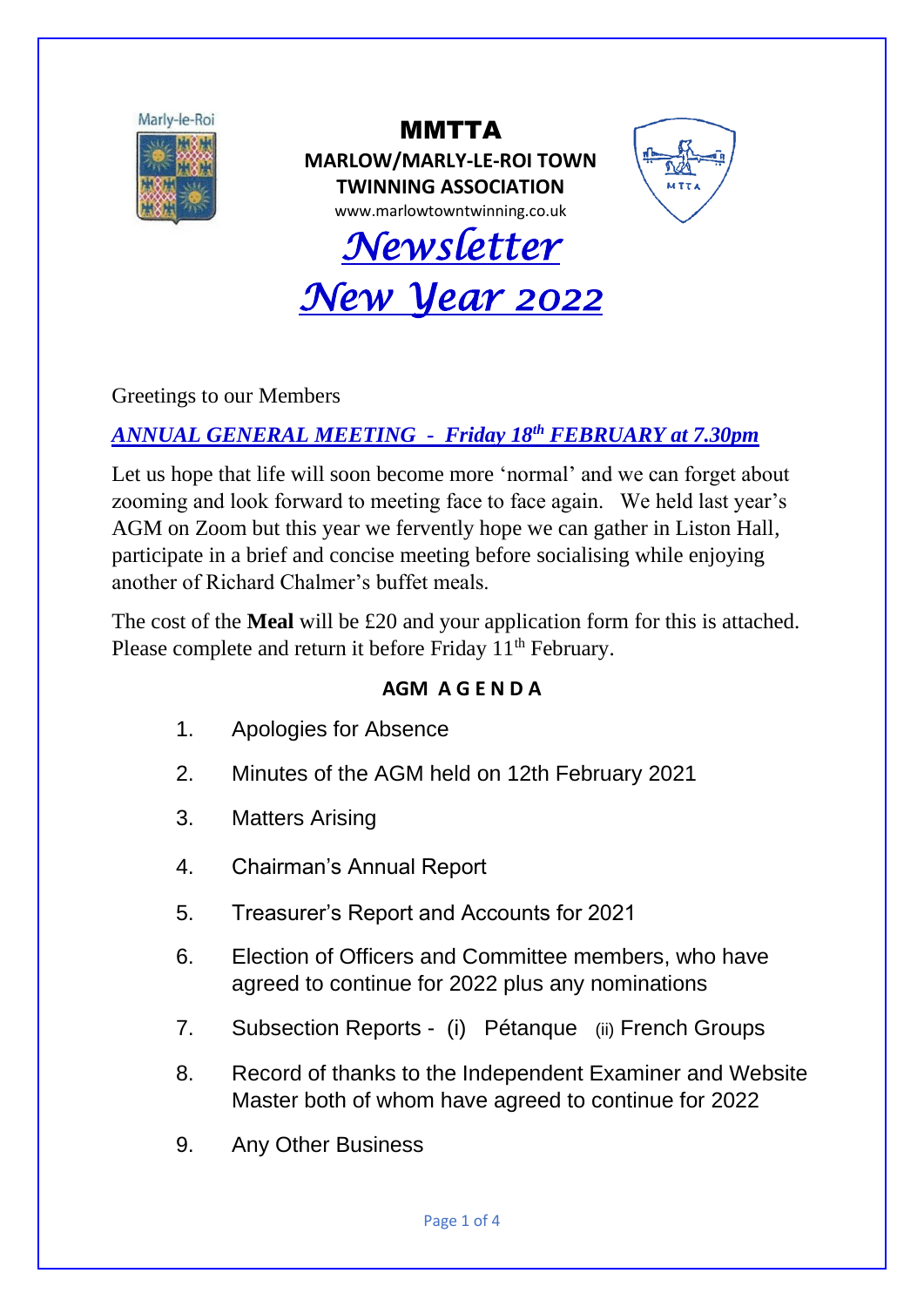Marly-le-Roi

# MMTTA

**MARLOW/MARLY-LE-ROI TOWN TWINNING ASSOCIATION**

www.marlowtowntwinning.co.uk

MTTA

# *Newsletter*
# *New Year 2022*

Greetings to our Members

***ANNUAL GENERAL MEETING - Friday 18th FEBRUARY at 7.30pm***

Let us hope that life will soon become more 'normal' and we can forget about zooming and look forward to meeting face to face again. We held last year's AGM on Zoom but this year we fervently hope we can gather in Liston Hall, participate in a brief and concise meeting before socialising while enjoying another of Richard Chalmer's buffet meals.

The cost of the **Meal** will be £20 and your application form for this is attached. Please complete and return it before Friday 11th February.

**AGM AGENDA**

1. Apologies for Absence
2. Minutes of the AGM held on 12th February 2021
3. Matters Arising
4. Chairman's Annual Report
5. Treasurer's Report and Accounts for 2021
6. Election of Officers and Committee members, who have agreed to continue for 2022 plus any nominations
7. Subsection Reports - (i) Pétanque (ii) French Groups
8. Record of thanks to the Independent Examiner and Website Master both of whom have agreed to continue for 2022
9. Any Other Business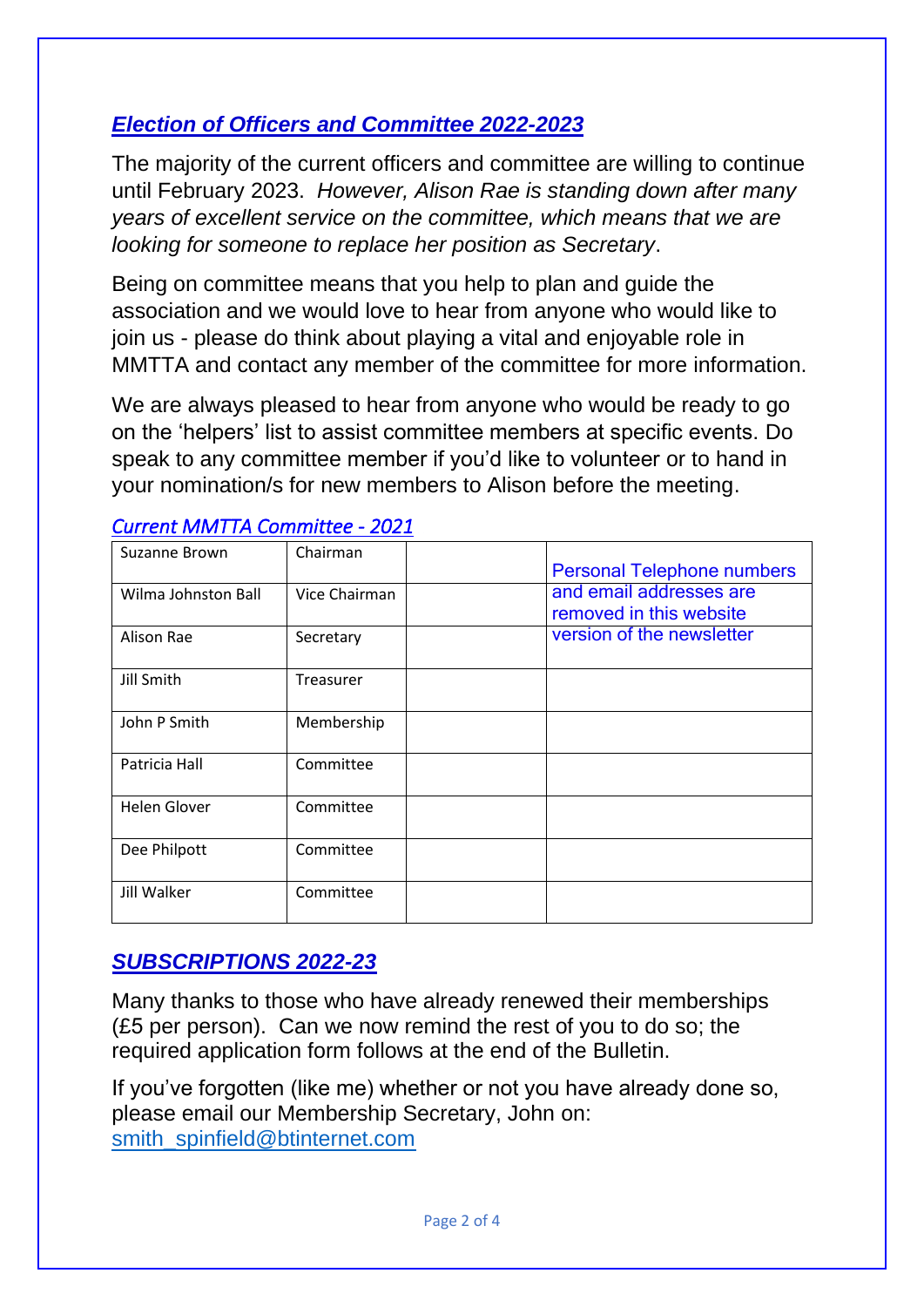## *Election of Officers and Committee 2022-2023*

The majority of the current officers and committee are willing to continue until February 2023. *However, Alison Rae is standing down after many years of excellent service on the committee, which means that we are looking for someone to replace her position as Secretary*.

Being on committee means that you help to plan and guide the association and we would love to hear from anyone who would like to join us - please do think about playing a vital and enjoyable role in MMTTA and contact any member of the committee for more information.

We are always pleased to hear from anyone who would be ready to go on the 'helpers' list to assist committee members at specific events. Do speak to any committee member if you'd like to volunteer or to hand in your nomination/s for new members to Alison before the meeting.

### *Current MMTTA Committee - 2021*

| | | | |
|---|---|---|---|
| Suzanne Brown | Chairman | | Personal Telephone numbers |
| Wilma Johnston Ball | Vice Chairman | | and email addresses are removed in this website |
| Alison Rae | Secretary | | version of the newsletter |
| Jill Smith | Treasurer | | |
| John P Smith | Membership | | |
| Patricia Hall | Committee | | |
| Helen Glover | Committee | | |
| Dee Philpott | Committee | | |
| Jill Walker | Committee | | |

## *SUBSCRIPTIONS 2022-23*

Many thanks to those who have already renewed their memberships (£5 per person). Can we now remind the rest of you to do so; the required application form follows at the end of the Bulletin.

If you've forgotten (like me) whether or not you have already done so, please email our Membership Secretary, John on: smith_spinfield@btinternet.com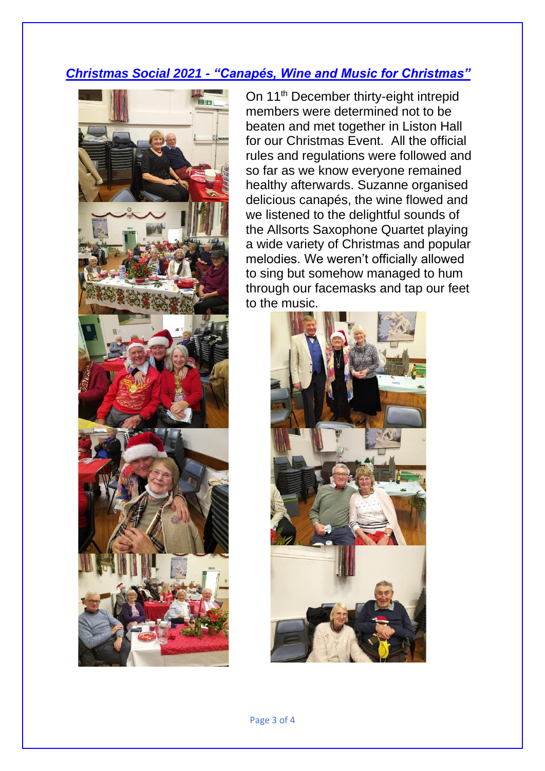## *Christmas Social 2021 - "Canapés, Wine and Music for Christmas"*

On 11th December thirty-eight intrepid members were determined not to be beaten and met together in Liston Hall for our Christmas Event. All the official rules and regulations were followed and so far as we know everyone remained healthy afterwards. Suzanne organised delicious canapés, the wine flowed and we listened to the delightful sounds of the Allsorts Saxophone Quartet playing a wide variety of Christmas and popular melodies. We weren't officially allowed to sing but somehow managed to hum through our facemasks and tap our feet to the music.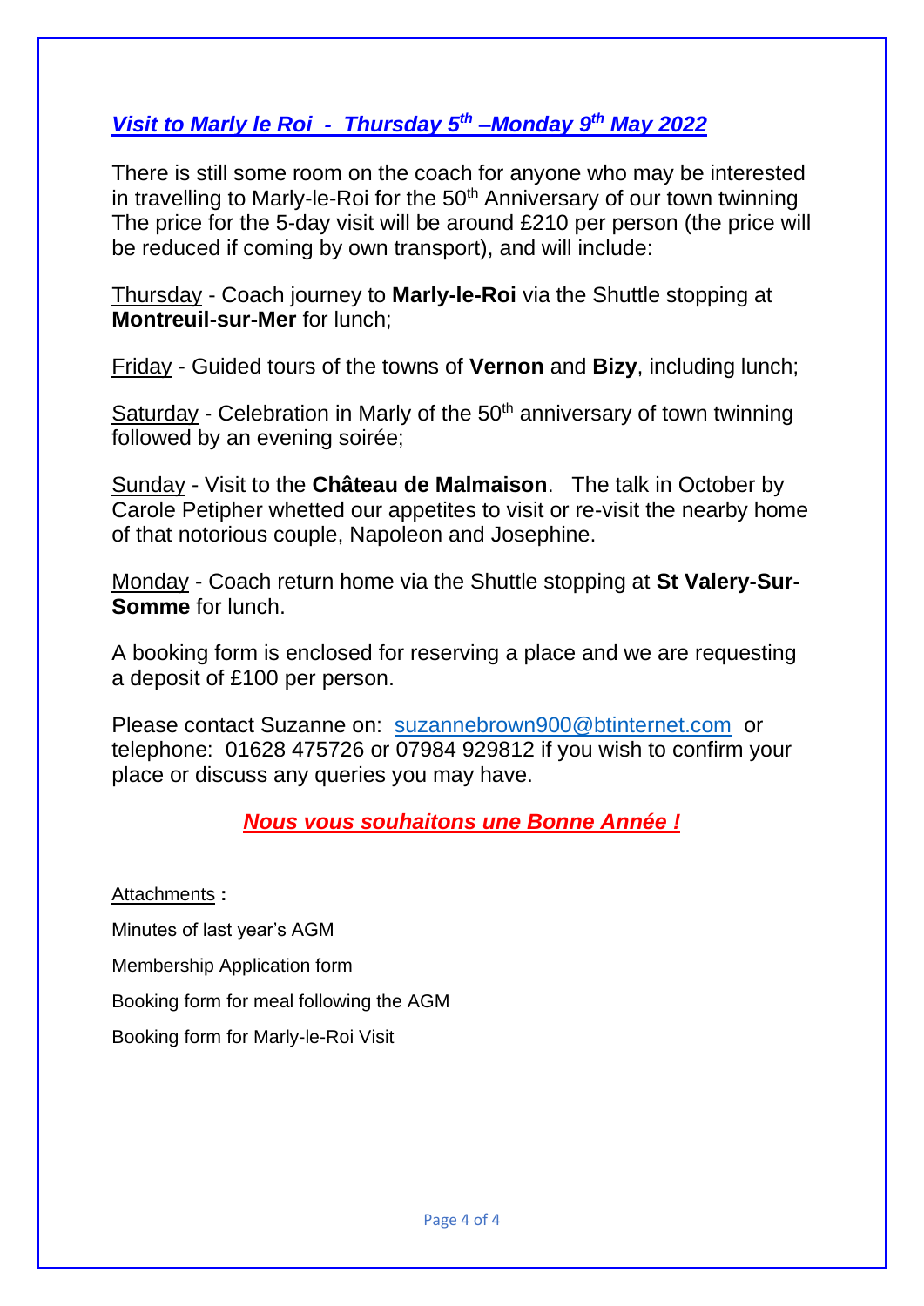## *Visit to Marly le Roi - Thursday 5th –Monday 9th May 2022*

There is still some room on the coach for anyone who may be interested in travelling to Marly-le-Roi for the 50th Anniversary of our town twinning The price for the 5-day visit will be around £210 per person (the price will be reduced if coming by own transport), and will include:

Thursday - Coach journey to **Marly-le-Roi** via the Shuttle stopping at **Montreuil-sur-Mer** for lunch;

Friday - Guided tours of the towns of **Vernon** and **Bizy**, including lunch;

Saturday - Celebration in Marly of the 50th anniversary of town twinning followed by an evening soirée;

Sunday - Visit to the **Château de Malmaison**. The talk in October by Carole Petipher whetted our appetites to visit or re-visit the nearby home of that notorious couple, Napoleon and Josephine.

Monday - Coach return home via the Shuttle stopping at **St Valery-Sur-Somme** for lunch.

A booking form is enclosed for reserving a place and we are requesting a deposit of £100 per person.

Please contact Suzanne on: suzannebrown900@btinternet.com or telephone: 01628 475726 or 07984 929812 if you wish to confirm your place or discuss any queries you may have.

***Nous vous souhaitons une Bonne Année !***

Attachments **:**

Minutes of last year's AGM

Membership Application form

Booking form for meal following the AGM

Booking form for Marly-le-Roi Visit